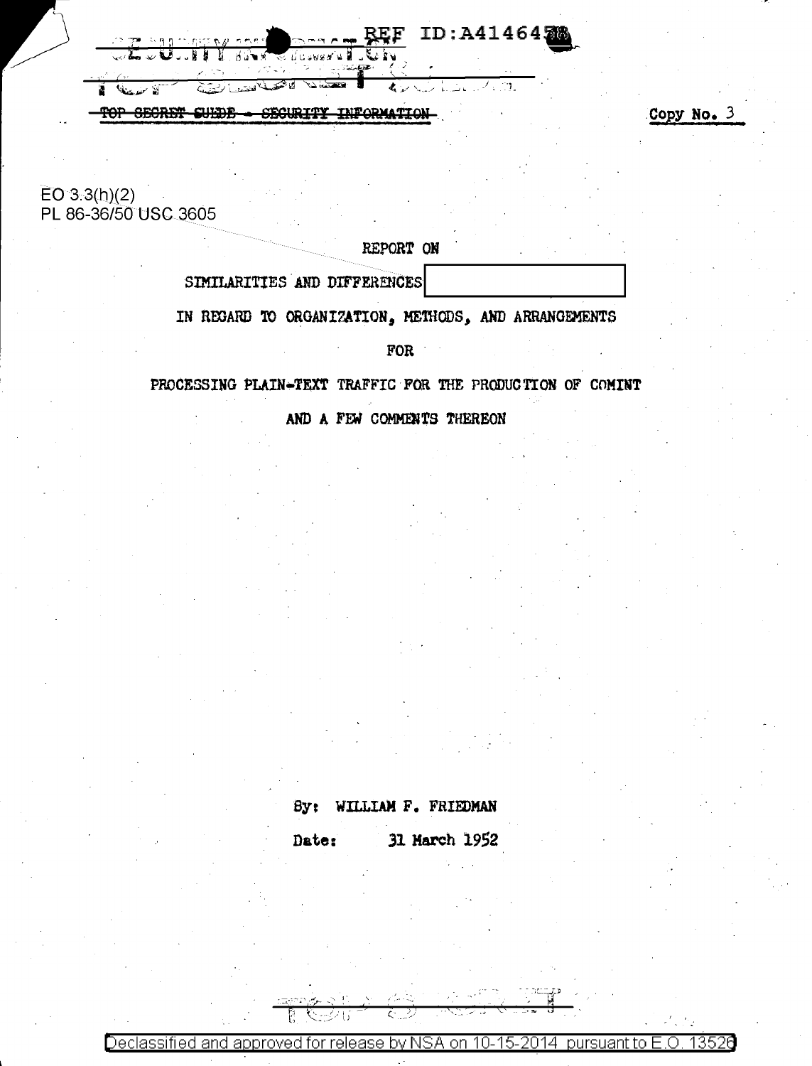REF ID:A414645

~~TOP SECRET SUEDE - SECURITY INFORMATION~~

Copy No. 3

EO 3.3(h)(2)
PL 86-36/50 USC 3605

REPORT ON

SIMILARITIES AND DIFFERENCES [ ]

IN REGARD TO ORGANIZATION, METHODS, AND ARRANGEMENTS

FOR

PROCESSING PLAIN-TEXT TRAFFIC FOR THE PRODUCTION OF COMINT

AND A FEW COMMENTS THEREON

By: WILLIAM F. FRIEDMAN

Date: 31 March 1952

Declassified and approved for release by NSA on 10-15-2014 pursuant to E.O. 13526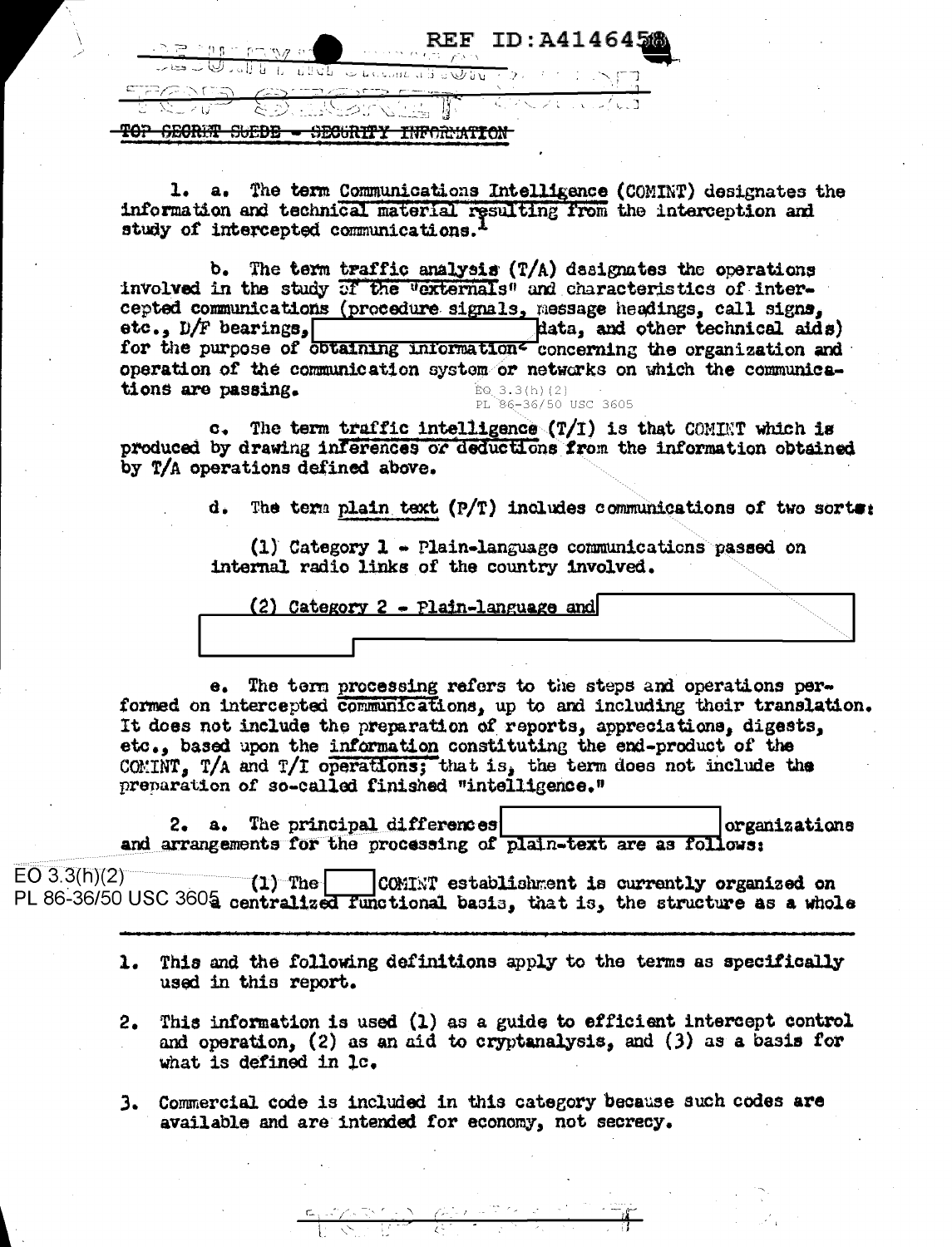TOP SECRET SUEDE - SECURITY INFORMATION

1. a. The term Communications Intelligence (COMINT) designates the information and technical material resulting from the interception and study of intercepted communications.[1]

b. The term traffic analysis (T/A) designates the operations involved in the study of the "externals" and characteristics of intercepted communications (procedure signals, message headings, call signs, etc., D/F bearings, [REDACTED] data, and other technical aids) for the purpose of obtaining information[2] concerning the organization and operation of the communication system or networks on which the communications are passing.

EO 3.3(h)(2)
PL 86-36/50 USC 3605

c. The term traffic intelligence (T/I) is that COMINT which is produced by drawing inferences or deductions from the information obtained by T/A operations defined above.

d. The term plain text (P/T) includes communications of two sorts:

(1) Category 1 - Plain-language communications passed on internal radio links of the country involved.

(2) Category 2 - Plain-language and [REDACTED]

e. The term processing refers to the steps and operations performed on intercepted communications, up to and including their translation. It does not include the preparation of reports, appreciations, digests, etc., based upon the information constituting the end-product of the COMINT, T/A and T/I operations; that is, the term does not include the preparation of so-called finished "intelligence."

2. a. The principal differences [REDACTED] organizations and arrangements for the processing of plain-text are as follows:

EO 3.3(h)(2)
PL 86-36/50 USC 3605

(1) The [REDACTED] COMINT establishment is currently organized on a centralized functional basis, that is, the structure as a whole

---

1. This and the following definitions apply to the terms as specifically used in this report.

2. This information is used (1) as a guide to efficient intercept control and operation, (2) as an aid to cryptanalysis, and (3) as a basis for what is defined in 1c.

3. Commercial code is included in this category because such codes are available and are intended for economy, not secrecy.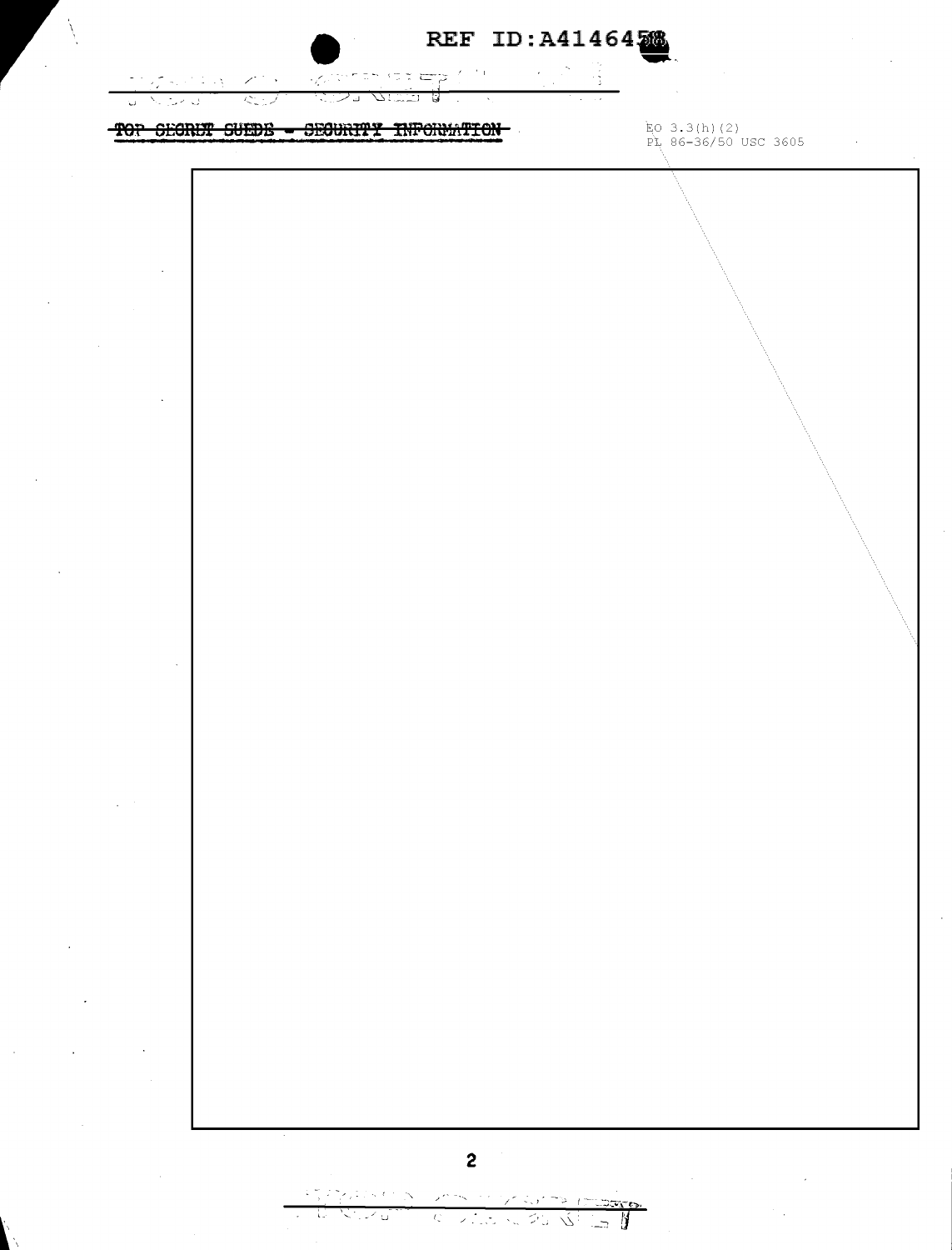~~TOP SECRET SUEDE - SECURITY INFORMATION~~

EO 3.3(h)(2)
PL 86-36/50 USC 3605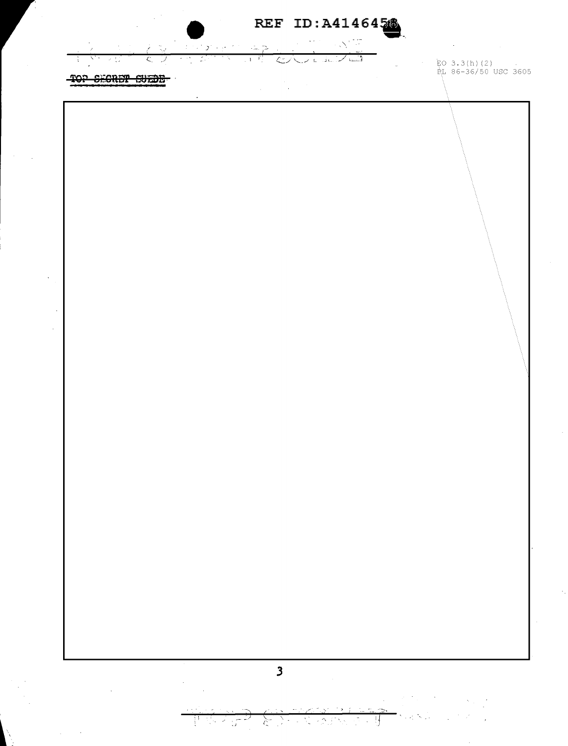REF ID:A4146458

~~TOP SECRET SUEDE~~

EO 3.3(h)(2)
PL 86-36/50 USC 3605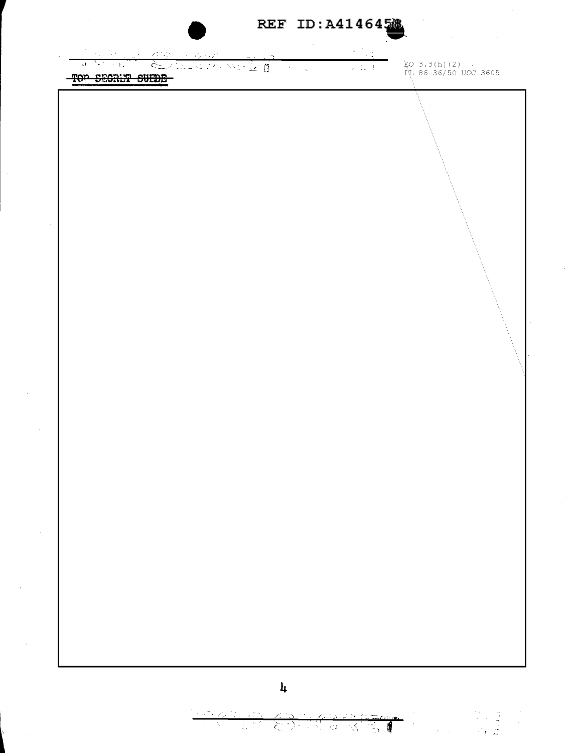REF ID:A4146458

~~TOP SECRET SUEDE~~

EO 3.3(h)(2)
PL 86-36/50 USC 3605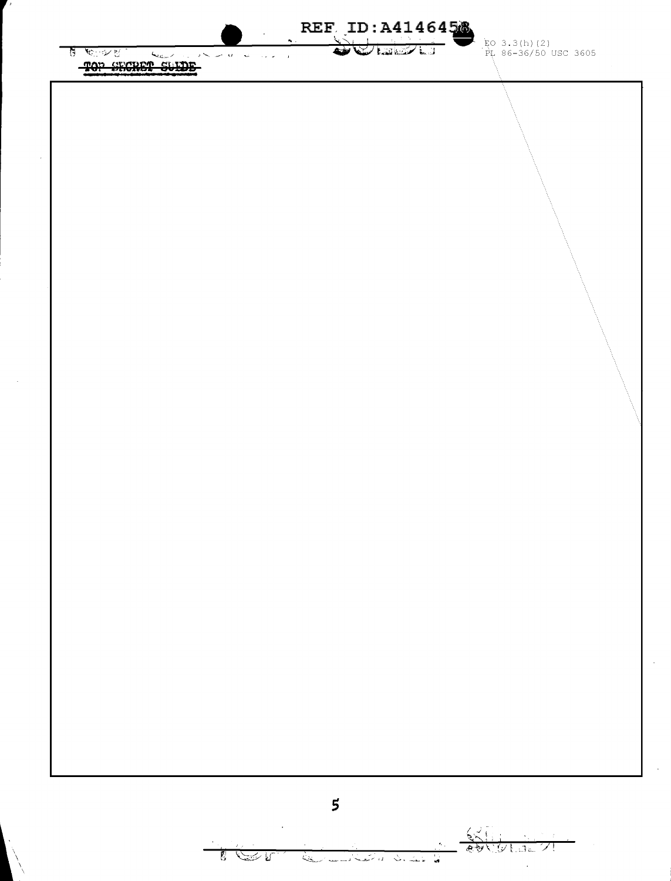EO 3.3(h)(2)
PL 86-36/50 USC 3605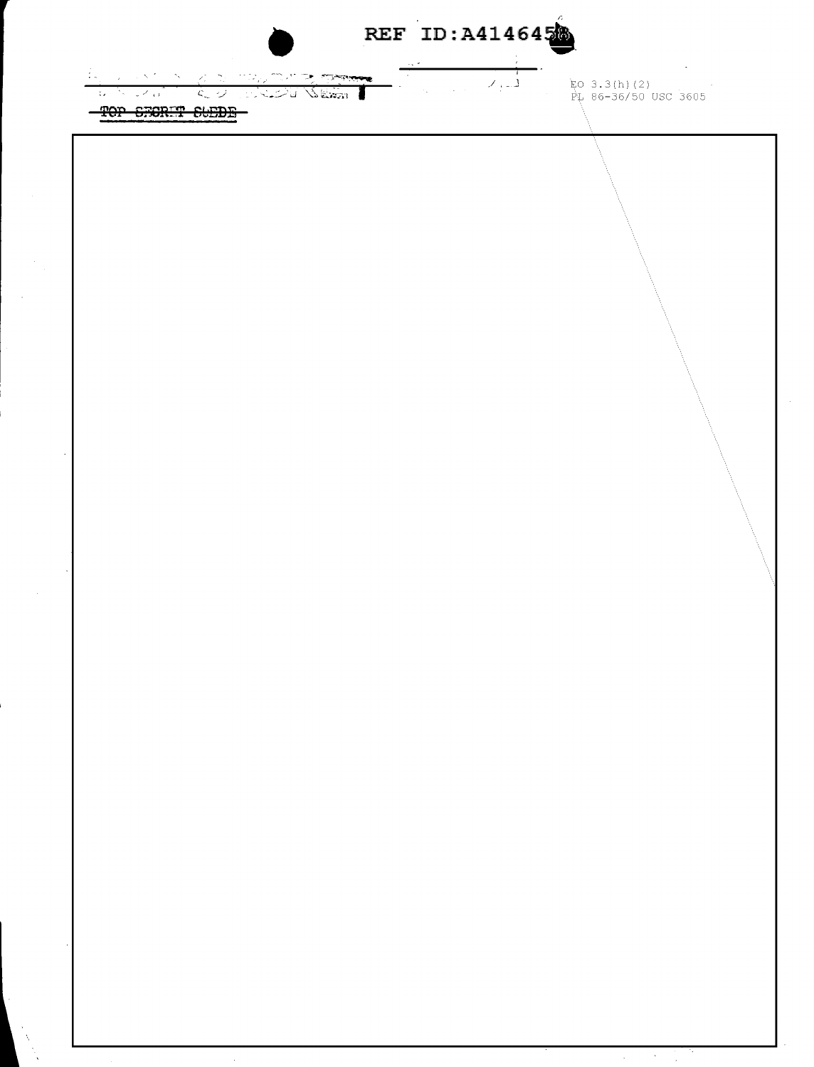EO 3.3(h)(2)
PL 86-36/50 USC 3605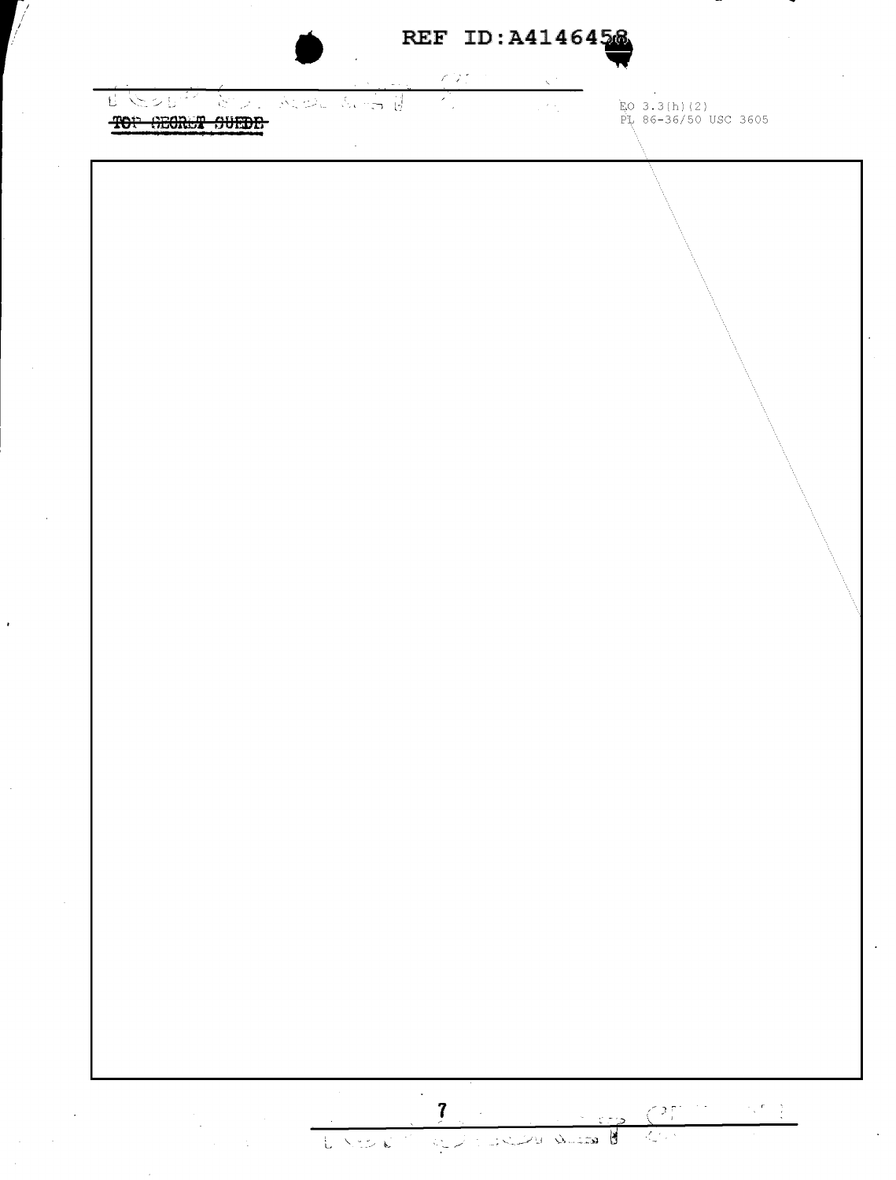EO 3.3(h)(2)
PL 86-36/50 USC 3605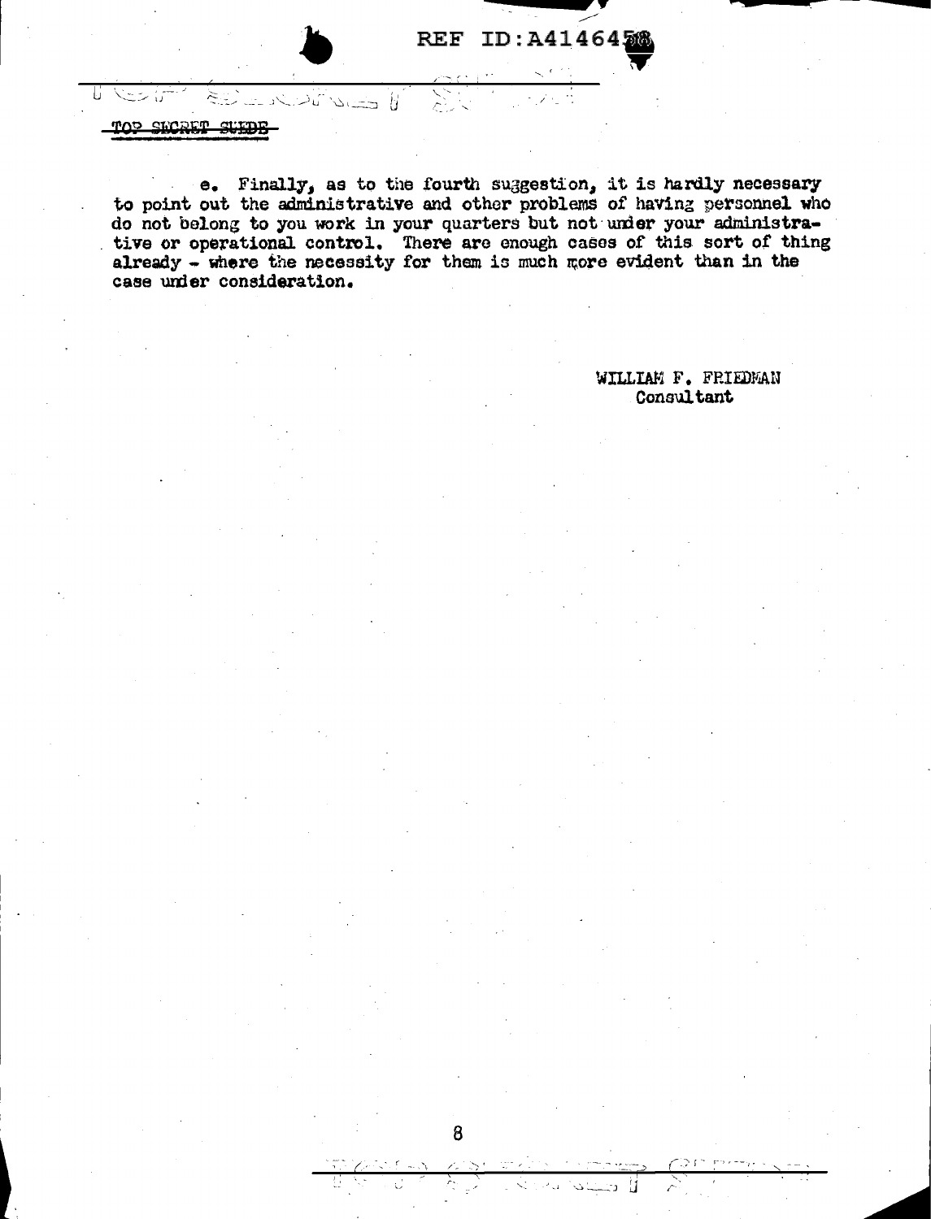TOP SECRET SUEDE

e. Finally, as to the fourth suggestion, it is hardly necessary to point out the administrative and other problems of having personnel who do not belong to you work in your quarters but not under your administrative or operational control. There are enough cases of this sort of thing already - where the necessity for them is much more evident than in the case under consideration.

WILLIAM F. FRIEDMAN
Consultant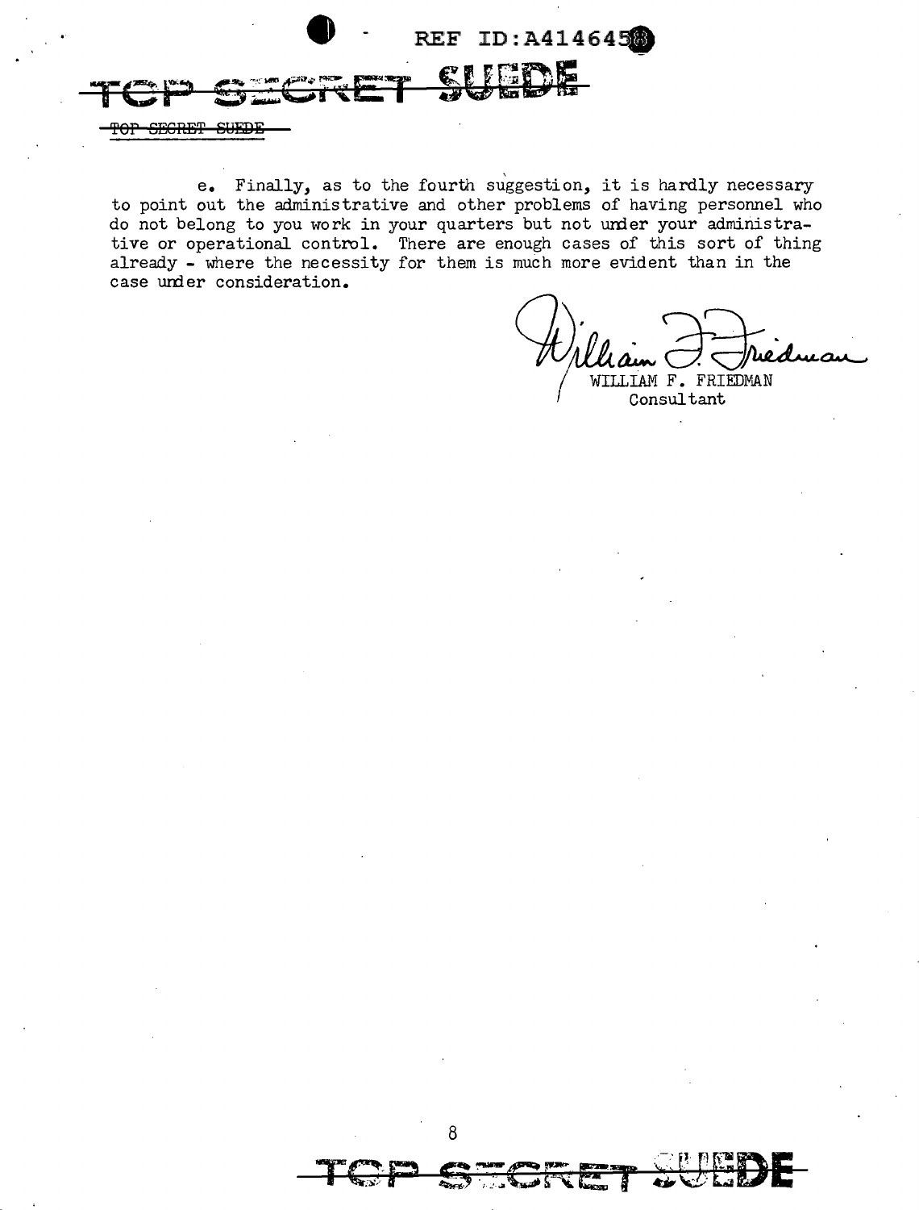REF ID:A414645

TOP SECRET SUEDE

TOP SECRET SUEDE

e. Finally, as to the fourth suggestion, it is hardly necessary to point out the administrative and other problems of having personnel who do not belong to you work in your quarters but not under your administrative or operational control. There are enough cases of this sort of thing already - where the necessity for them is much more evident than in the case under consideration.

William F. Friedman
WILLIAM F. FRIEDMAN
Consultant

TOP SECRET SUEDE